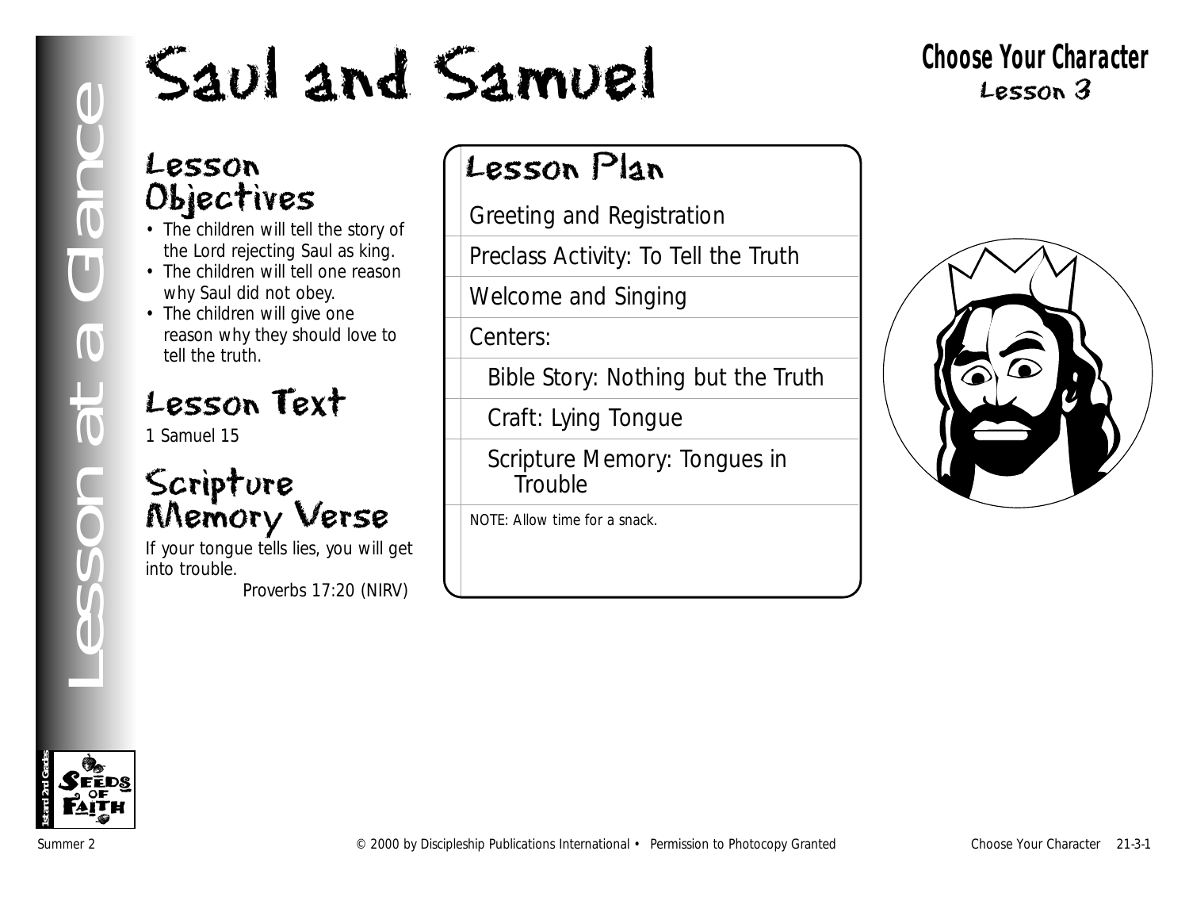# Saul and Samuel

**Choose Your Character**
Lesson 3

Lesson at a Glance

## Lesson Objectives

- The children will tell the story of the Lord rejecting Saul as king.
- The children will tell one reason why Saul did not obey.
- The children will give one reason why they should love to tell the truth.

## Lesson Text

1 Samuel 15

## Scripture Memory Verse

If your tongue tells lies, you will get into trouble.

Proverbs 17:20 (NIRV)

## Lesson Plan

- Greeting and Registration
- Preclass Activity: To Tell the Truth
- Welcome and Singing
- Centers:
  - Bible Story: Nothing but the Truth
  - Craft: Lying Tongue
  - Scripture Memory: Tongues in Trouble

NOTE: Allow time for a snack.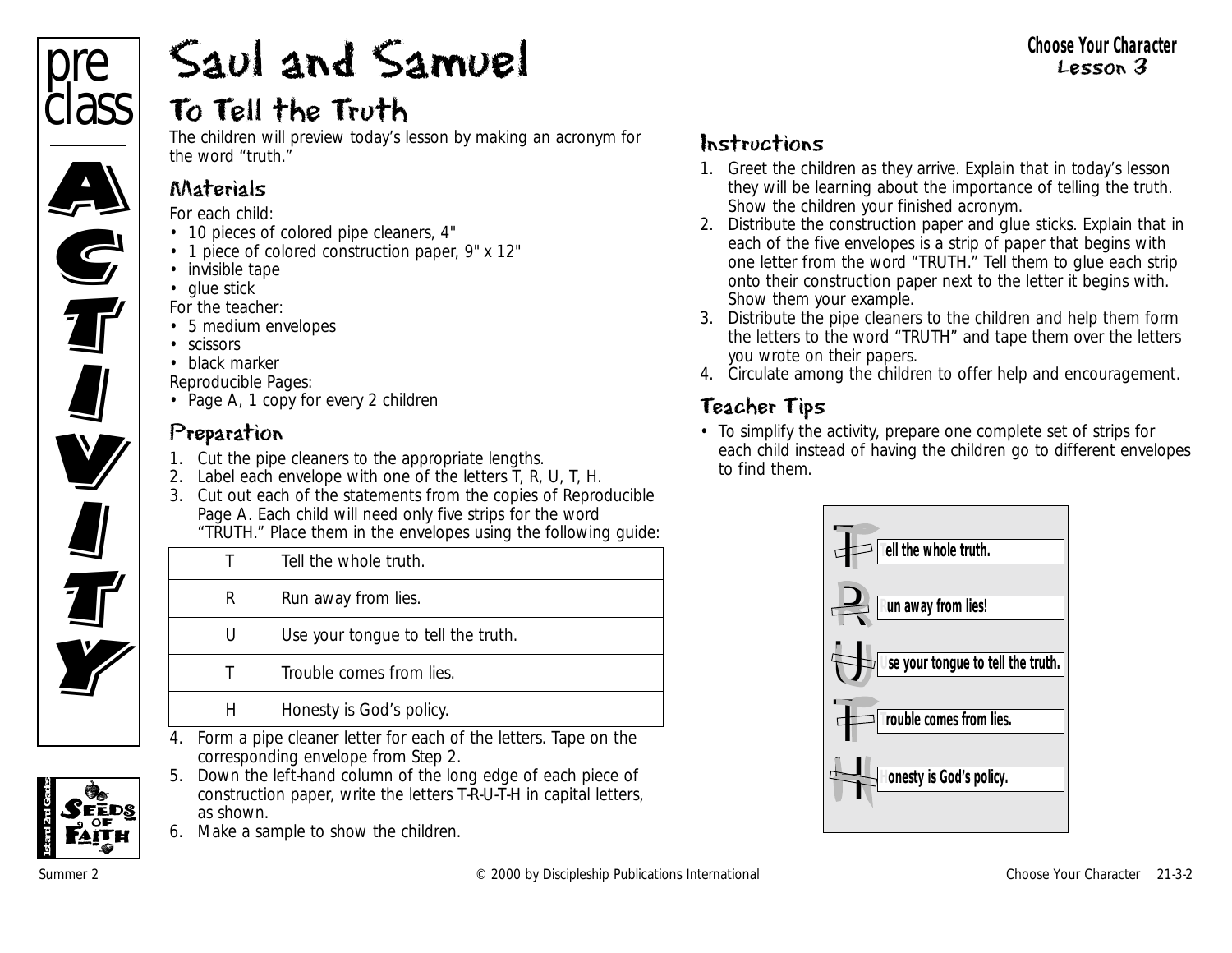# Saul and Samuel

## To Tell the Truth

The children will preview today's lesson by making an acronym for the word "truth."

### Materials

For each child:

- 10 pieces of colored pipe cleaners, 4"
- 1 piece of colored construction paper, 9" x 12"
- invisible tape
- glue stick

For the teacher:

- 5 medium envelopes
- scissors
- black marker

Reproducible Pages:

- Page A, 1 copy for every 2 children

### Preparation

1. Cut the pipe cleaners to the appropriate lengths.
2. Label each envelope with one of the letters T, R, U, T, H.
3. Cut out each of the statements from the copies of Reproducible Page A. Each child will need only five strips for the word "TRUTH." Place them in the envelopes using the following guide:

| | |
|---|---|
| T | Tell the whole truth. |
| R | Run away from lies. |
| U | Use your tongue to tell the truth. |
| T | Trouble comes from lies. |
| H | Honesty is God's policy. |

4. Form a pipe cleaner letter for each of the letters. Tape on the corresponding envelope from Step 2.
5. Down the left-hand column of the long edge of each piece of construction paper, write the letters T-R-U-T-H in capital letters, as shown.
6. Make a sample to show the children.

### Instructions

1. Greet the children as they arrive. Explain that in today's lesson they will be learning about the importance of telling the truth. Show the children your finished acronym.
2. Distribute the construction paper and glue sticks. Explain that in each of the five envelopes is a strip of paper that begins with one letter from the word "TRUTH." Tell them to glue each strip onto their construction paper next to the letter it begins with. Show them your example.
3. Distribute the pipe cleaners to the children and help them form the letters to the word "TRUTH" and tape them over the letters you wrote on their papers.
4. Circulate among the children to offer help and encouragement.

### Teacher Tips

- To simplify the activity, prepare one complete set of strips for each child instead of having the children go to different envelopes to find them.

Tell the whole truth.
Run away from lies!
Use your tongue to tell the truth.
Trouble comes from lies.
Honesty is God's policy.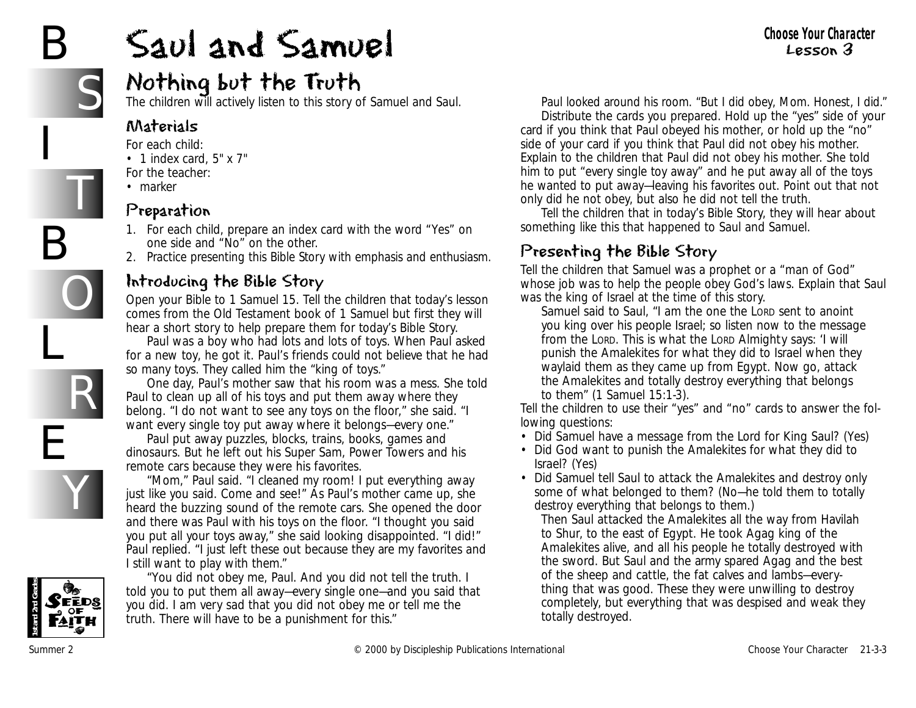# Saul and Samuel

**Choose Your Character**
**Lesson 3**

## Nothing but the Truth

The children will actively listen to this story of Samuel and Saul.

### Materials

For each child:
- 1 index card, 5" x 7"

For the teacher:
- marker

### Preparation

1. For each child, prepare an index card with the word "Yes" on one side and "No" on the other.
2. Practice presenting this Bible Story with emphasis and enthusiasm.

### Introducing the Bible Story

Open your Bible to 1 Samuel 15. Tell the children that today's lesson comes from the Old Testament book of 1 Samuel but first they will hear a short story to help prepare them for today's Bible Story.

Paul was a boy who had lots and lots of toys. When Paul asked for a new toy, he got it. Paul's friends could not believe that he had so many toys. They called him the "king of toys."

One day, Paul's mother saw that his room was a mess. She told Paul to clean up all of his toys and put them away where they belong. "I do not want to see any toys on the floor," she said. "I want every single toy put away where it belongs—every one."

Paul put away puzzles, blocks, trains, books, games and dinosaurs. But he left out his Super Sam, Power Towers and his remote cars because they were his favorites.

"Mom," Paul said. "I cleaned my room! I put everything away just like you said. Come and see!" As Paul's mother came up, she heard the buzzing sound of the remote cars. She opened the door and there was Paul with his toys on the floor. "I thought you said you put all your toys away," she said looking disappointed. "I did!" Paul replied. "I just left these out because they are my favorites and I still want to play with them."

"You did not obey me, Paul. And you did not tell the truth. I told you to put them all away—every single one—and you said that you did. I am very sad that you did not obey me or tell me the truth. There will have to be a punishment for this."

Paul looked around his room. "But I did obey, Mom. Honest, I did."

Distribute the cards you prepared. Hold up the "yes" side of your card if you think that Paul obeyed his mother, or hold up the "no" side of your card if you think that Paul did not obey his mother. Explain to the children that Paul did not obey his mother. She told him to put "every single toy away" and he put away all of the toys he wanted to put away—leaving his favorites out. Point out that not only did he not obey, but also he did not tell the truth.

Tell the children that in today's Bible Story, they will hear about something like this that happened to Saul and Samuel.

### Presenting the Bible Story

Tell the children that Samuel was a prophet or a "man of God" whose job was to help the people obey God's laws. Explain that Saul was the king of Israel at the time of this story.

> Samuel said to Saul, "I am the one the LORD sent to anoint you king over his people Israel; so listen now to the message from the LORD. This is what the LORD Almighty says: 'I will punish the Amalekites for what they did to Israel when they waylaid them as they came up from Egypt. Now go, attack the Amalekites and totally destroy everything that belongs to them" (1 Samuel 15:1-3).

Tell the children to use their "yes" and "no" cards to answer the following questions:

- Did Samuel have a message from the Lord for King Saul? (Yes)
- Did God want to punish the Amalekites for what they did to Israel? (Yes)
- Did Samuel tell Saul to attack the Amalekites and destroy only some of what belonged to them? (No—he told them to totally destroy everything that belongs to them.)

> Then Saul attacked the Amalekites all the way from Havilah to Shur, to the east of Egypt. He took Agag king of the Amalekites alive, and all his people he totally destroyed with the sword. But Saul and the army spared Agag and the best of the sheep and cattle, the fat calves and lambs—everything that was good. These they were unwilling to destroy completely, but everything that was despised and weak they totally destroyed.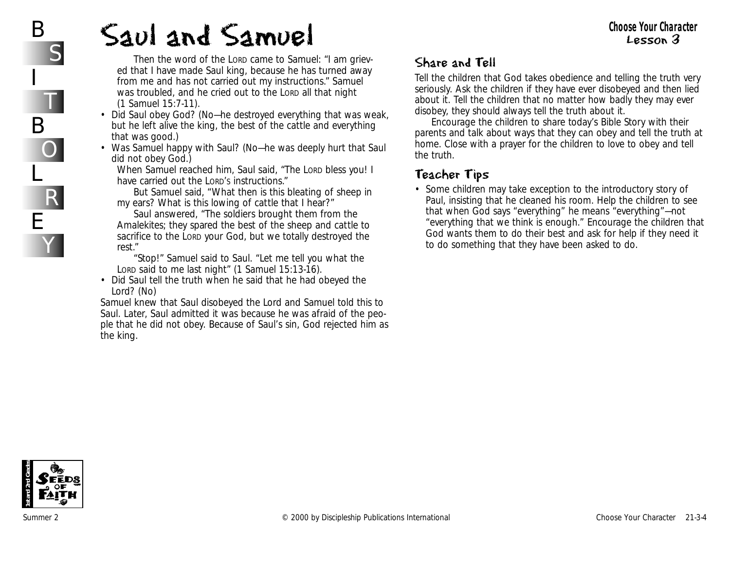# Saul and Samuel

Then the word of the LORD came to Samuel: "I am grieved that I have made Saul king, because he has turned away from me and has not carried out my instructions." Samuel was troubled, and he cried out to the LORD all that night (1 Samuel 15:7-11).

- Did Saul obey God? (No—he destroyed everything that was weak, but he left alive the king, the best of the cattle and everything that was good.)
- Was Samuel happy with Saul? (No—he was deeply hurt that Saul did not obey God.)

When Samuel reached him, Saul said, "The LORD bless you! I have carried out the LORD'S instructions."

But Samuel said, "What then is this bleating of sheep in my ears? What is this lowing of cattle that I hear?"

Saul answered, "The soldiers brought them from the Amalekites; they spared the best of the sheep and cattle to sacrifice to the LORD your God, but we totally destroyed the rest."

"Stop!" Samuel said to Saul. "Let me tell you what the LORD said to me last night" (1 Samuel 15:13-16).

- Did Saul tell the truth when he said that he had obeyed the Lord? (No)

Samuel knew that Saul disobeyed the Lord and Samuel told this to Saul. Later, Saul admitted it was because he was afraid of the people that he did not obey. Because of Saul's sin, God rejected him as the king.

## Share and Tell

Tell the children that God takes obedience and telling the truth very seriously. Ask the children if they have ever disobeyed and then lied about it. Tell the children that no matter how badly they may ever disobey, they should always tell the truth about it.

Encourage the children to share today's Bible Story with their parents and talk about ways that they can obey and tell the truth at home. Close with a prayer for the children to love to obey and tell the truth.

## Teacher Tips

- Some children may take exception to the introductory story of Paul, insisting that he cleaned his room. Help the children to see that when God says "everything" he means "everything"—not "everything that we think is enough." Encourage the children that God wants them to do their best and ask for help if they need it to do something that they have been asked to do.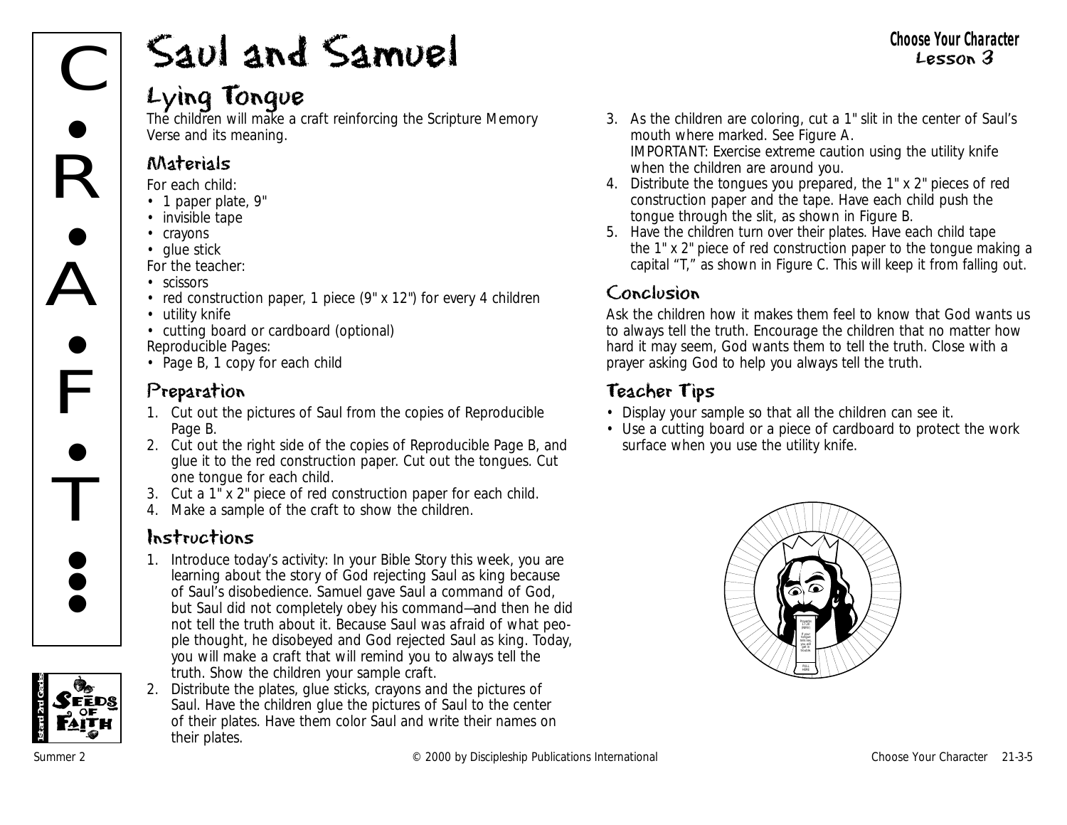# Saul and Samuel

## Lying Tongue

The children will make a craft reinforcing the Scripture Memory Verse and its meaning.

### Materials

For each child:

- 1 paper plate, 9"
- invisible tape
- crayons
- glue stick

For the teacher:

- scissors
- red construction paper, 1 piece (9" x 12") for every 4 children
- utility knife
- cutting board or cardboard (optional)

Reproducible Pages:

- Page B, 1 copy for each child

### Preparation

1. Cut out the pictures of Saul from the copies of Reproducible Page B.
2. Cut out the right side of the copies of Reproducible Page B, and glue it to the red construction paper. Cut out the tongues. Cut one tongue for each child.
3. Cut a 1" x 2" piece of red construction paper for each child.
4. Make a sample of the craft to show the children.

### Instructions

1. Introduce today's activity: In your Bible Story this week, you are learning about the story of God rejecting Saul as king because of Saul's disobedience. Samuel gave Saul a command of God, but Saul did not completely obey his command—and then he did not tell the truth about it. Because Saul was afraid of what people thought, he disobeyed and God rejected Saul as king. Today, you will make a craft that will remind you to always tell the truth. Show the children your sample craft.
2. Distribute the plates, glue sticks, crayons and the pictures of Saul. Have the children glue the pictures of Saul to the center of their plates. Have them color Saul and write their names on their plates.
3. As the children are coloring, cut a 1" slit in the center of Saul's mouth where marked. See Figure A. IMPORTANT: Exercise extreme caution using the utility knife when the children are around you.
4. Distribute the tongues you prepared, the 1" x 2" pieces of red construction paper and the tape. Have each child push the tongue through the slit, as shown in Figure B.
5. Have the children turn over their plates. Have each child tape the 1" x 2" piece of red construction paper to the tongue making a capital "T," as shown in Figure C. This will keep it from falling out.

### Conclusion

Ask the children how it makes them feel to know that God wants us to always tell the truth. Encourage the children that no matter how hard it may seem, God wants them to tell the truth. Close with a prayer asking God to help you always tell the truth.

### Teacher Tips

- Display your sample so that all the children can see it.
- Use a cutting board or a piece of cardboard to protect the work surface when you use the utility knife.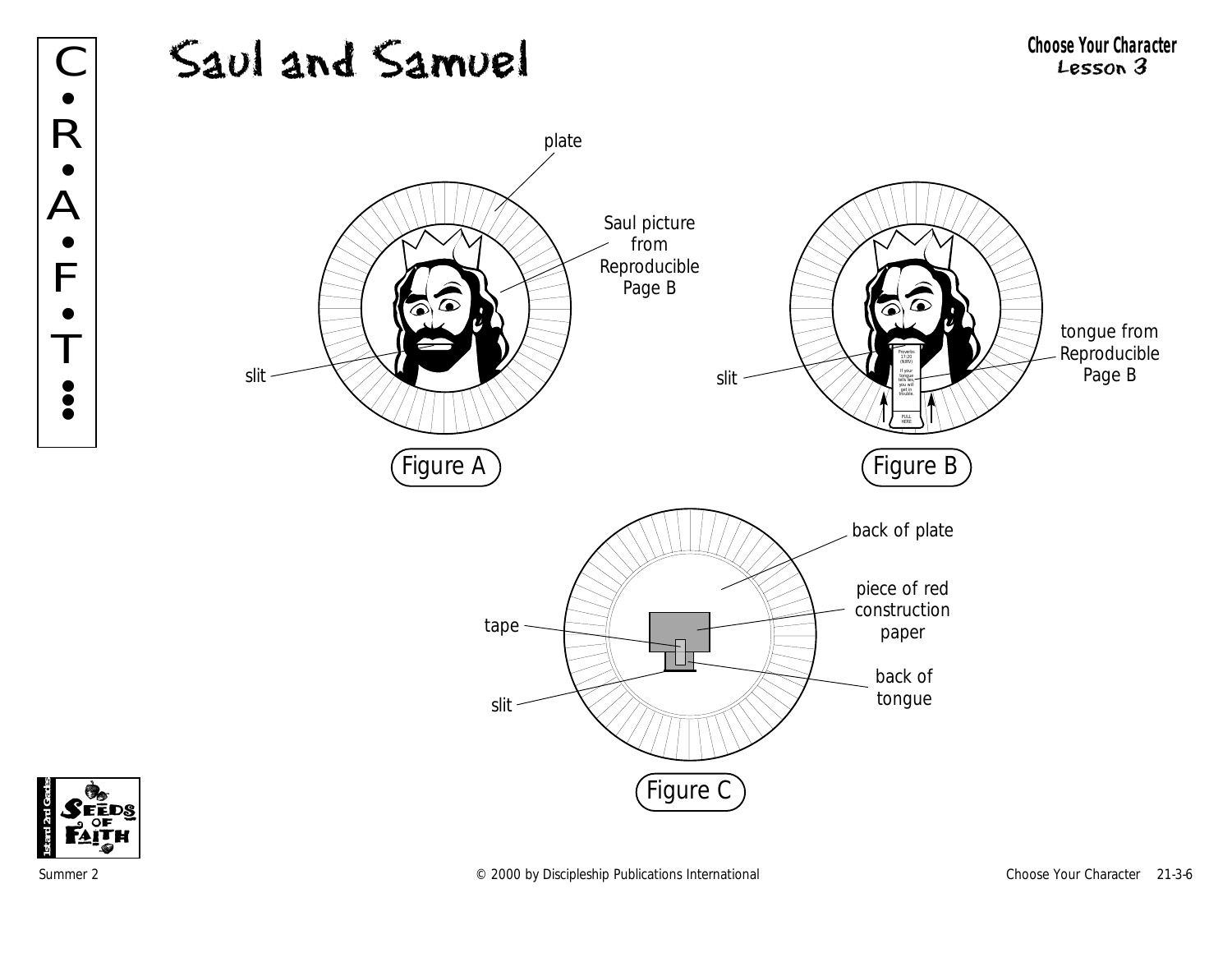# Saul and Samuel

**Choose Your Character**
**Lesson 3**

C • R • A • F • T •••

plate

Saul picture from Reproducible Page B

slit

Figure A

slit

tongue from Reproducible Page B

Proverbs 17:20 (NIRV) If your tongue tells lies, you will get in trouble.

PULL HERE

Figure B

back of plate

piece of red construction paper

tape

back of tongue

slit

Figure C

1st and 2nd Grades — Seeds of Faith

Summer 2 © 2000 by Discipleship Publications International Choose Your Character 21-3-6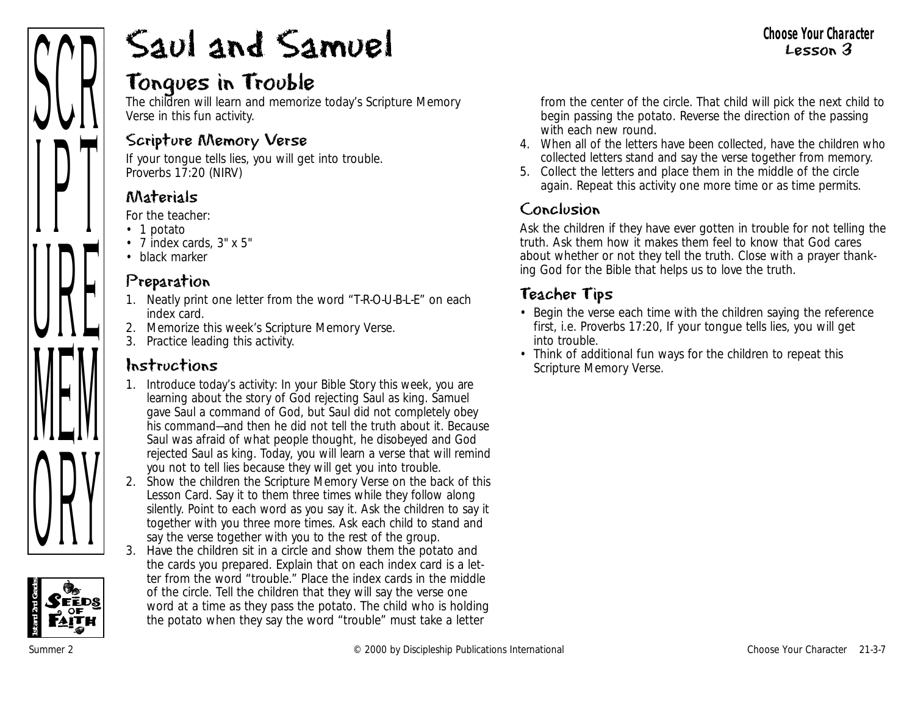# Saul and Samuel

## Tongues in Trouble

The children will learn and memorize today's Scripture Memory Verse in this fun activity.

### Scripture Memory Verse

If your tongue tells lies, you will get into trouble.
Proverbs 17:20 (NIRV)

### Materials

For the teacher:

- 1 potato
- 7 index cards, 3" x 5"
- black marker

### Preparation

1. Neatly print one letter from the word "T-R-O-U-B-L-E" on each index card.
2. Memorize this week's Scripture Memory Verse.
3. Practice leading this activity.

### Instructions

1. Introduce today's activity: In your Bible Story this week, you are learning about the story of God rejecting Saul as king. Samuel gave Saul a command of God, but Saul did not completely obey his command—and then he did not tell the truth about it. Because Saul was afraid of what people thought, he disobeyed and God rejected Saul as king. Today, you will learn a verse that will remind you not to tell lies because they will get you into trouble.
2. Show the children the Scripture Memory Verse on the back of this Lesson Card. Say it to them three times while they follow along silently. Point to each word as you say it. Ask the children to say it together with you three more times. Ask each child to stand and say the verse together with you to the rest of the group.
3. Have the children sit in a circle and show them the potato and the cards you prepared. Explain that on each index card is a letter from the word "trouble." Place the index cards in the middle of the circle. Tell the children that they will say the verse one word at a time as they pass the potato. The child who is holding the potato when they say the word "trouble" must take a letter from the center of the circle. That child will pick the next child to begin passing the potato. Reverse the direction of the passing with each new round.
4. When all of the letters have been collected, have the children who collected letters stand and say the verse together from memory.
5. Collect the letters and place them in the middle of the circle again. Repeat this activity one more time or as time permits.

### Conclusion

Ask the children if they have ever gotten in trouble for not telling the truth. Ask them how it makes them feel to know that God cares about whether or not they tell the truth. Close with a prayer thanking God for the Bible that helps us to love the truth.

### Teacher Tips

- Begin the verse each time with the children saying the reference first, i.e. Proverbs 17:20, If your tongue tells lies, you will get into trouble.
- Think of additional fun ways for the children to repeat this Scripture Memory Verse.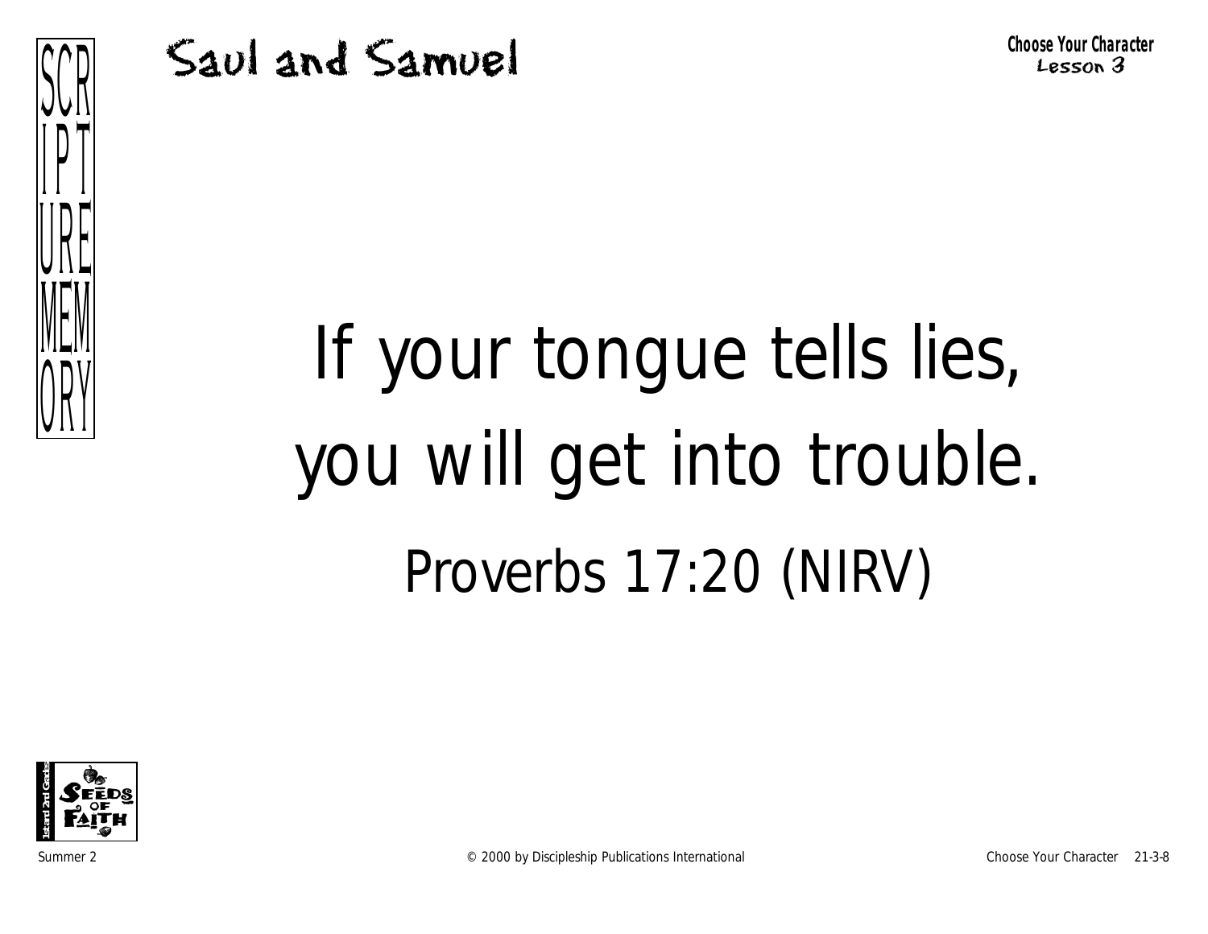# Saul and Samuel

**Choose Your Character**
Lesson 3

SCRIPTURE MEMORY

If your tongue tells lies,
you will get into trouble.

Proverbs 17:20 (NIRV)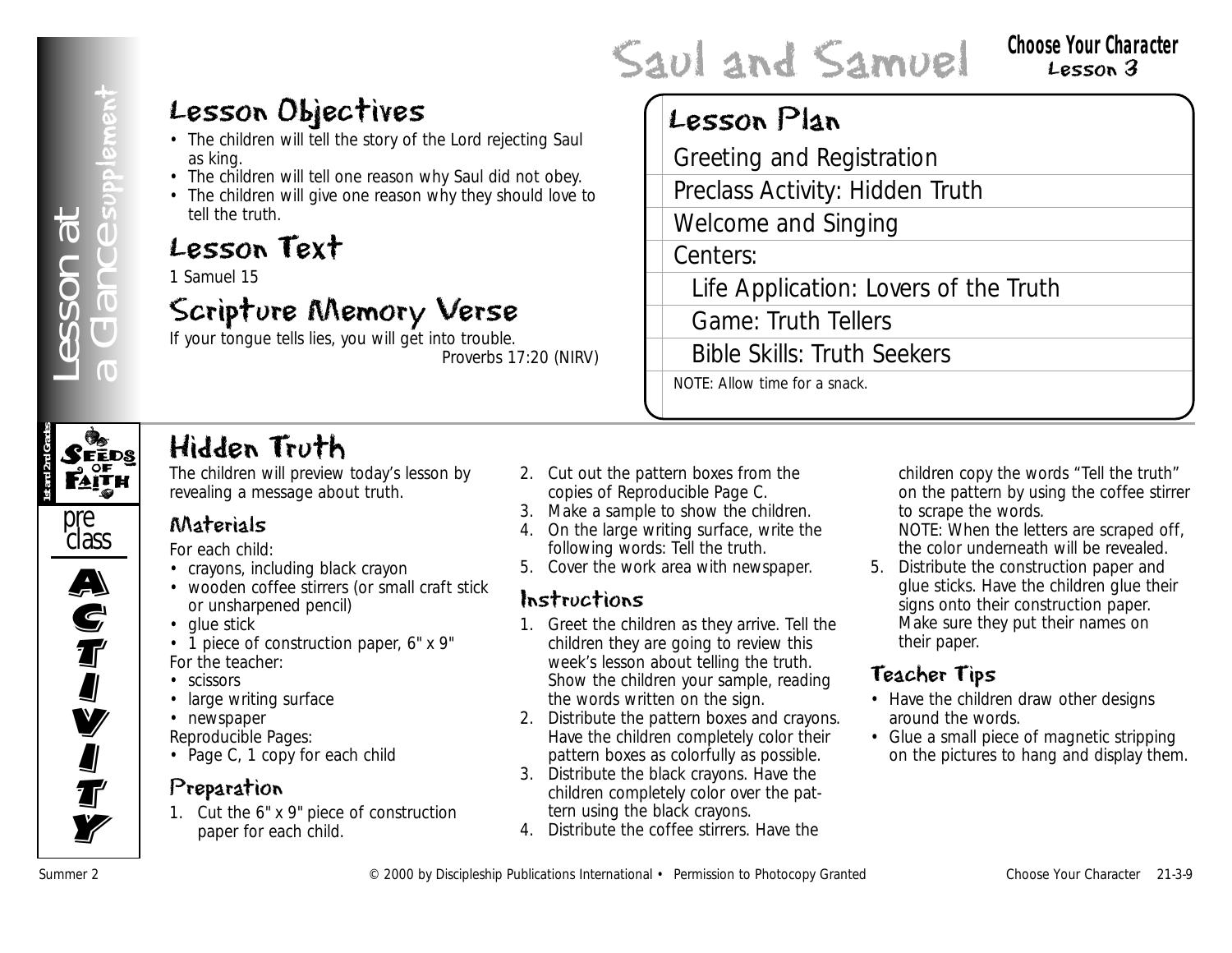# Saul and Samuel

**Choose Your Character**
Lesson 3

Lesson at a Glance supplement

## Lesson Objectives

- The children will tell the story of the Lord rejecting Saul as king.
- The children will tell one reason why Saul did not obey.
- The children will give one reason why they should love to tell the truth.

## Lesson Text

1 Samuel 15

## Scripture Memory Verse

If your tongue tells lies, you will get into trouble.
Proverbs 17:20 (NIRV)

## Lesson Plan

- Greeting and Registration
- Preclass Activity: Hidden Truth
- Welcome and Singing
- Centers:
  - Life Application: Lovers of the Truth
  - Game: Truth Tellers
  - Bible Skills: Truth Seekers

NOTE: Allow time for a snack.

Seeds of Faith — 1st and 2nd Grades — preclass ACTIVITY

## Hidden Truth

The children will preview today's lesson by revealing a message about truth.

### Materials

For each child:

- crayons, including black crayon
- wooden coffee stirrers (or small craft stick or unsharpened pencil)
- glue stick
- 1 piece of construction paper, 6" x 9"

For the teacher:

- scissors
- large writing surface
- newspaper

Reproducible Pages:

- Page C, 1 copy for each child

### Preparation

1. Cut the 6" x 9" piece of construction paper for each child.
2. Cut out the pattern boxes from the copies of Reproducible Page C.
3. Make a sample to show the children.
4. On the large writing surface, write the following words: Tell the truth.
5. Cover the work area with newspaper.

### Instructions

1. Greet the children as they arrive. Tell the children they are going to review this week's lesson about telling the truth. Show the children your sample, reading the words written on the sign.
2. Distribute the pattern boxes and crayons. Have the children completely color their pattern boxes as colorfully as possible.
3. Distribute the black crayons. Have the children completely color over the pattern using the black crayons.
4. Distribute the coffee stirrers. Have the children copy the words "Tell the truth" on the pattern by using the coffee stirrer to scrape the words.
   NOTE: When the letters are scraped off, the color underneath will be revealed.
5. Distribute the construction paper and glue sticks. Have the children glue their signs onto their construction paper. Make sure they put their names on their paper.

### Teacher Tips

- Have the children draw other designs around the words.
- Glue a small piece of magnetic stripping on the pictures to hang and display them.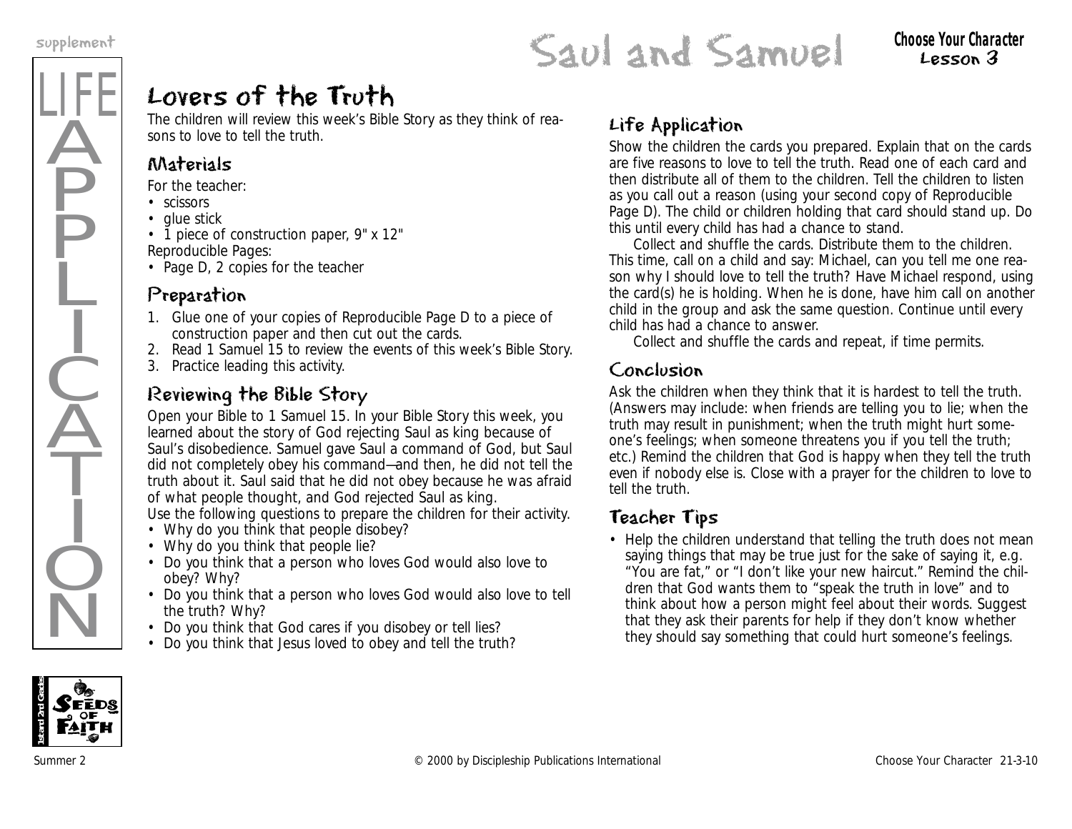# Lovers of the Truth

The children will review this week's Bible Story as they think of reasons to love to tell the truth.

## Materials

For the teacher:
- scissors
- glue stick
- 1 piece of construction paper, 9" x 12"

Reproducible Pages:
- Page D, 2 copies for the teacher

## Preparation

1. Glue one of your copies of Reproducible Page D to a piece of construction paper and then cut out the cards.
2. Read 1 Samuel 15 to review the events of this week's Bible Story.
3. Practice leading this activity.

## Reviewing the Bible Story

Open your Bible to 1 Samuel 15. In your Bible Story this week, you learned about the story of God rejecting Saul as king because of Saul's disobedience. Samuel gave Saul a command of God, but Saul did not completely obey his command—and then, he did not tell the truth about it. Saul said that he did not obey because he was afraid of what people thought, and God rejected Saul as king.

Use the following questions to prepare the children for their activity.
- Why do you think that people disobey?
- Why do you think that people lie?
- Do you think that a person who loves God would also love to obey? Why?
- Do you think that a person who loves God would also love to tell the truth? Why?
- Do you think that God cares if you disobey or tell lies?
- Do you think that Jesus loved to obey and tell the truth?

## Life Application

Show the children the cards you prepared. Explain that on the cards are five reasons to love to tell the truth. Read one of each card and then distribute all of them to the children. Tell the children to listen as you call out a reason (using your second copy of Reproducible Page D). The child or children holding that card should stand up. Do this until every child has had a chance to stand.

Collect and shuffle the cards. Distribute them to the children. This time, call on a child and say: Michael, can you tell me one reason why I should love to tell the truth? Have Michael respond, using the card(s) he is holding. When he is done, have him call on another child in the group and ask the same question. Continue until every child has had a chance to answer.

Collect and shuffle the cards and repeat, if time permits.

## Conclusion

Ask the children when they think that it is hardest to tell the truth. (Answers may include: when friends are telling you to lie; when the truth may result in punishment; when the truth might hurt someone's feelings; when someone threatens you if you tell the truth; etc.) Remind the children that God is happy when they tell the truth even if nobody else is. Close with a prayer for the children to love to tell the truth.

## Teacher Tips

- Help the children understand that telling the truth does not mean saying things that may be true just for the sake of saying it, e.g. "You are fat," or "I don't like your new haircut." Remind the children that God wants them to "speak the truth in love" and to think about how a person might feel about their words. Suggest that they ask their parents for help if they don't know whether they should say something that could hurt someone's feelings.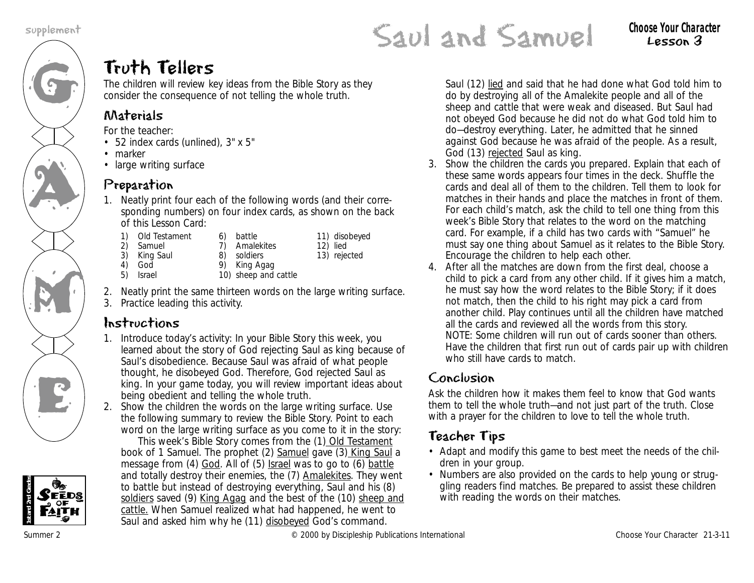supplement

# Saul and Samuel

**Choose Your Character**
**Lesson 3**

## Truth Tellers

The children will review key ideas from the Bible Story as they consider the consequence of not telling the whole truth.

### Materials

For the teacher:

- 52 index cards (unlined), 3" x 5"
- marker
- large writing surface

### Preparation

1. Neatly print four each of the following words (and their corresponding numbers) on four index cards, as shown on the back of this Lesson Card:

   1) Old Testament
   2) Samuel
   3) King Saul
   4) God
   5) Israel
   6) battle
   7) Amalekites
   8) soldiers
   9) King Agag
   10) sheep and cattle
   11) disobeyed
   12) lied
   13) rejected

2. Neatly print the same thirteen words on the large writing surface.
3. Practice leading this activity.

### Instructions

1. Introduce today's activity: In your Bible Story this week, you learned about the story of God rejecting Saul as king because of Saul's disobedience. Because Saul was afraid of what people thought, he disobeyed God. Therefore, God rejected Saul as king. In your game today, you will review important ideas about being obedient and telling the whole truth.
2. Show the children the words on the large writing surface. Use the following summary to review the Bible Story. Point to each word on the large writing surface as you come to it in the story:

   This week's Bible Story comes from the (1) <u>Old Testament</u> book of 1 Samuel. The prophet (2) <u>Samuel</u> gave (3) <u>King Saul</u> a message from (4) <u>God</u>. All of (5) <u>Israel</u> was to go to (6) <u>battle</u> and totally destroy their enemies, the (7) <u>Amalekites</u>. They went to battle but instead of destroying everything, Saul and his (8) <u>soldiers</u> saved (9) <u>King Agag</u> and the best of the (10) <u>sheep and cattle.</u> When Samuel realized what had happened, he went to Saul and asked him why he (11) <u>disobeyed</u> God's command. Saul (12) <u>lied</u> and said that he had done what God told him to do by destroying all of the Amalekite people and all of the sheep and cattle that were weak and diseased. But Saul had not obeyed God because he did not do what God told him to do—destroy everything. Later, he admitted that he sinned against God because he was afraid of the people. As a result, God (13) <u>rejected</u> Saul as king.

3. Show the children the cards you prepared. Explain that each of these same words appears four times in the deck. Shuffle the cards and deal all of them to the children. Tell them to look for matches in their hands and place the matches in front of them. For each child's match, ask the child to tell one thing from this week's Bible Story that relates to the word on the matching card. For example, if a child has two cards with "Samuel" he must say one thing about Samuel as it relates to the Bible Story. Encourage the children to help each other.
4. After all the matches are down from the first deal, choose a child to pick a card from any other child. If it gives him a match, he must say how the word relates to the Bible Story; if it does not match, then the child to his right may pick a card from another child. Play continues until all the children have matched all the cards and reviewed all the words from this story.
   NOTE: Some children will run out of cards sooner than others. Have the children that first run out of cards pair up with children who still have cards to match.

### Conclusion

Ask the children how it makes them feel to know that God wants them to tell the whole truth—and not just part of the truth. Close with a prayer for the children to love to tell the whole truth.

### Teacher Tips

- Adapt and modify this game to best meet the needs of the children in your group.
- Numbers are also provided on the cards to help young or struggling readers find matches. Be prepared to assist these children with reading the words on their matches.

Summer 2 © 2000 by Discipleship Publications International Choose Your Character 21-3-11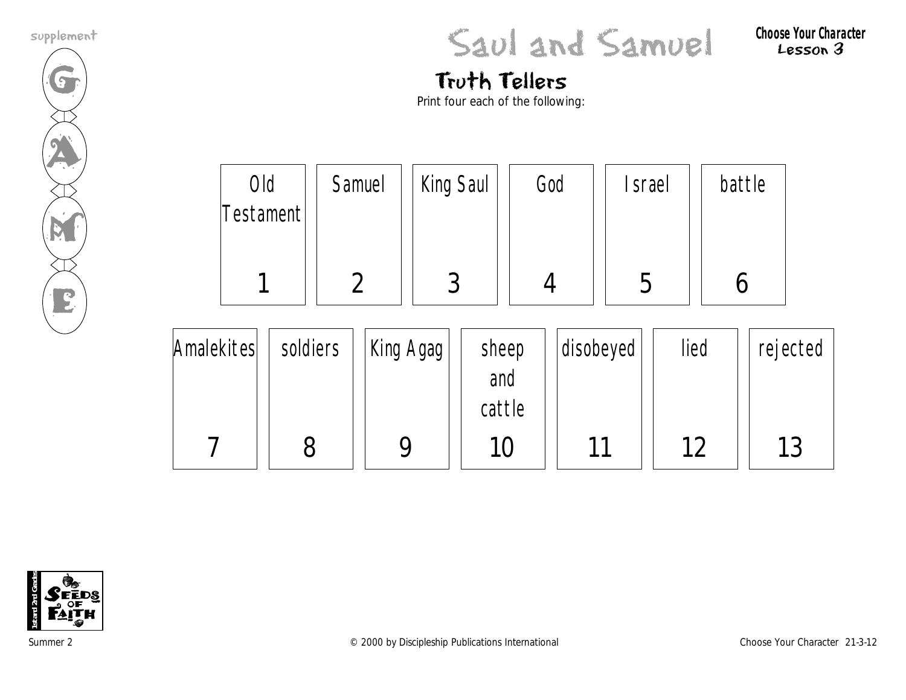supplement

GAME

# Saul and Samuel

**Choose Your Character**
**Lesson 3**

## Truth Tellers

Print four each of the following:

| Old Testament | Samuel | King Saul | God | Israel | battle |
|---|---|---|---|---|---|
| 1 | 2 | 3 | 4 | 5 | 6 |

| Amalekites | soldiers | King Agag | sheep and cattle | disobeyed | lied | rejected |
|---|---|---|---|---|---|---|
| 7 | 8 | 9 | 10 | 11 | 12 | 13 |

1st and 2nd Grade Seeds of Faith

Summer 2 © 2000 by Discipleship Publications International Choose Your Character 21-3-12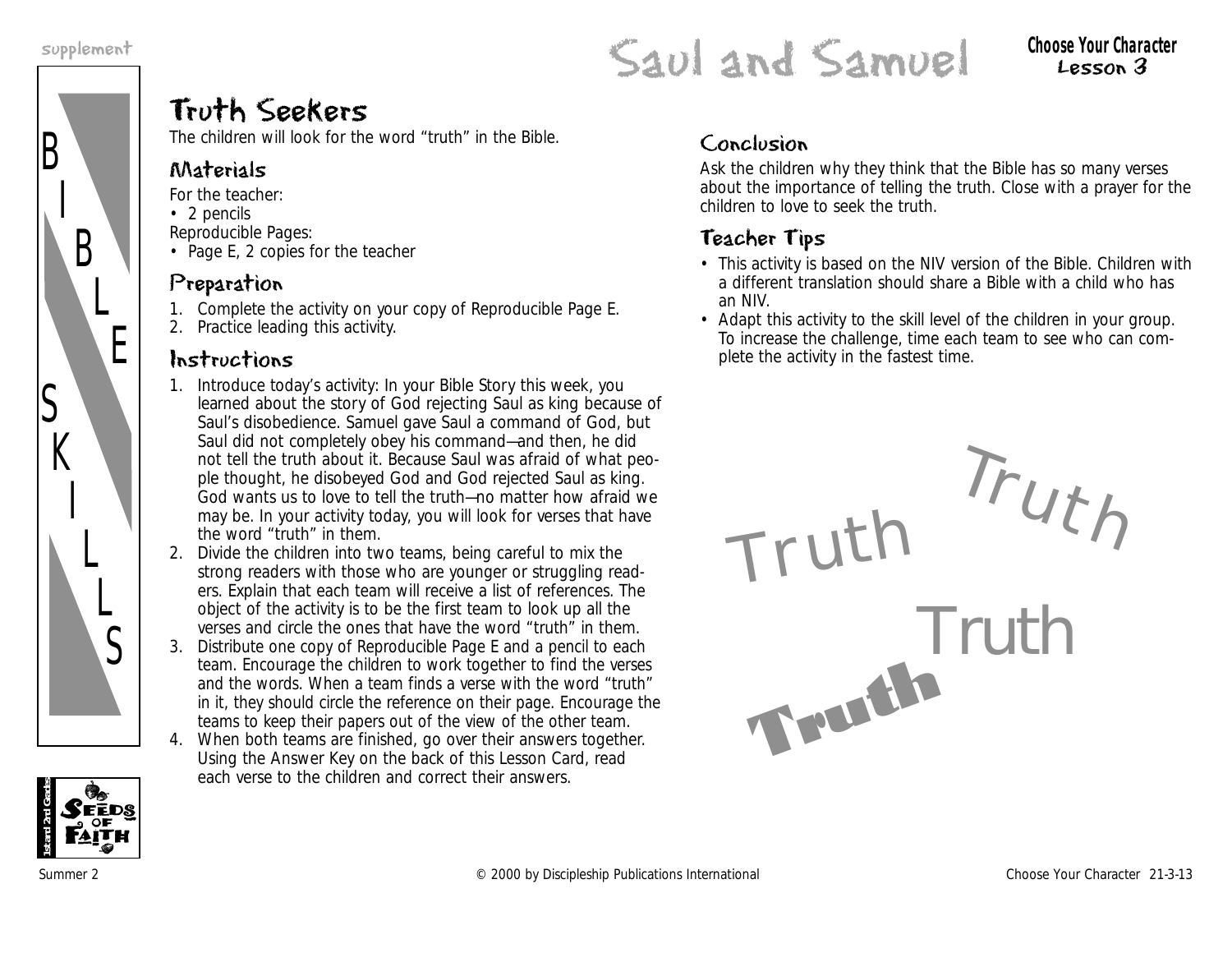# Saul and Samuel

**Choose Your Character**
**Lesson 3**

supplement

BIBLE SKILLS

## Truth Seekers

The children will look for the word "truth" in the Bible.

### Materials

For the teacher:
- 2 pencils

Reproducible Pages:
- Page E, 2 copies for the teacher

### Preparation

1. Complete the activity on your copy of Reproducible Page E.
2. Practice leading this activity.

### Instructions

1. Introduce today's activity: In your Bible Story this week, you learned about the story of God rejecting Saul as king because of Saul's disobedience. Samuel gave Saul a command of God, but Saul did not completely obey his command—and then, he did not tell the truth about it. Because Saul was afraid of what people thought, he disobeyed God and God rejected Saul as king. God wants us to love to tell the truth—no matter how afraid we may be. In your activity today, you will look for verses that have the word "truth" in them.
2. Divide the children into two teams, being careful to mix the strong readers with those who are younger or struggling readers. Explain that each team will receive a list of references. The object of the activity is to be the first team to look up all the verses and circle the ones that have the word "truth" in them.
3. Distribute one copy of Reproducible Page E and a pencil to each team. Encourage the children to work together to find the verses and the words. When a team finds a verse with the word "truth" in it, they should circle the reference on their page. Encourage the teams to keep their papers out of the view of the other team.
4. When both teams are finished, go over their answers together. Using the Answer Key on the back of this Lesson Card, read each verse to the children and correct their answers.

### Conclusion

Ask the children why they think that the Bible has so many verses about the importance of telling the truth. Close with a prayer for the children to love to seek the truth.

### Teacher Tips

- This activity is based on the NIV version of the Bible. Children with a different translation should share a Bible with a child who has an NIV.
- Adapt this activity to the skill level of the children in your group. To increase the challenge, time each team to see who can complete the activity in the fastest time.

Truth Truth Truth Truth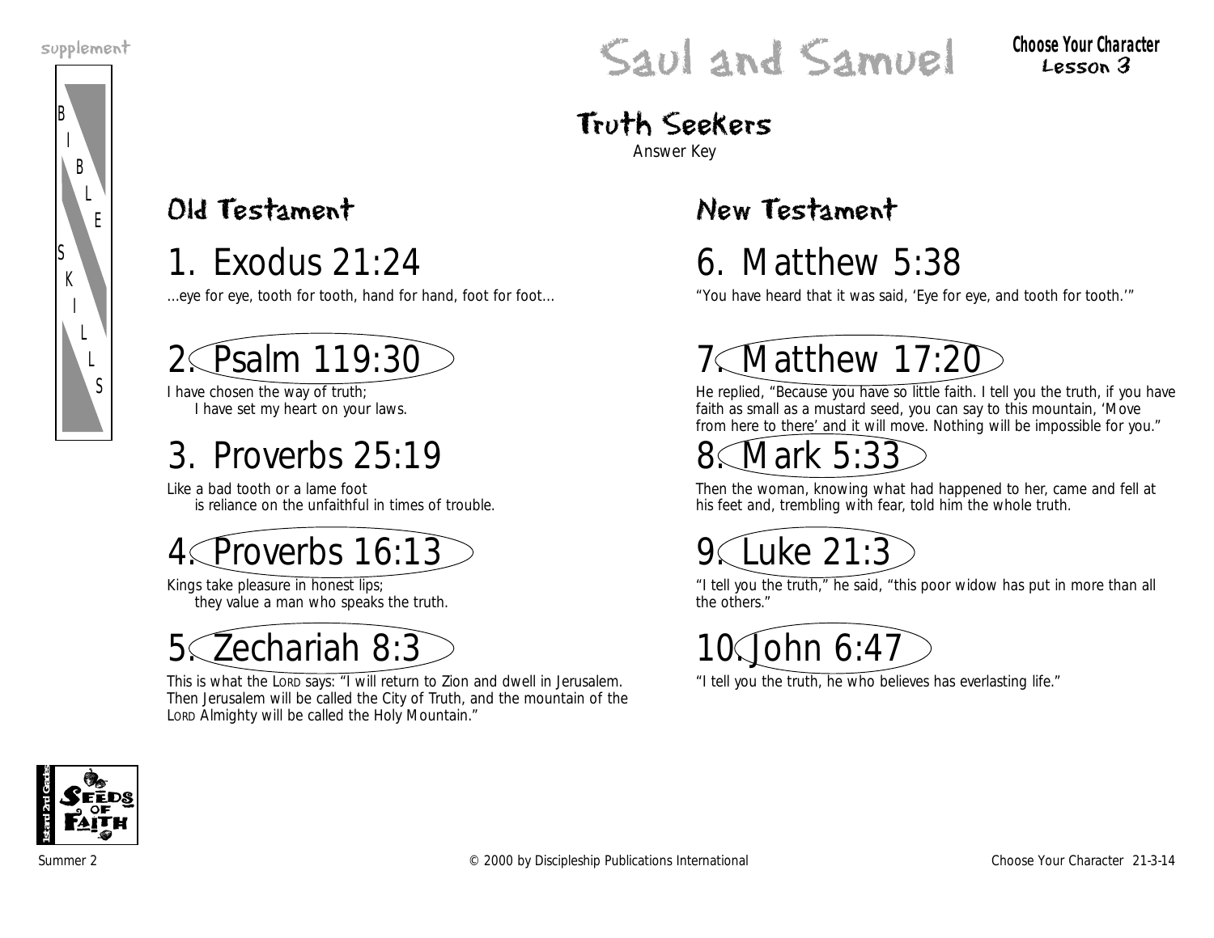supplement

# Saul and Samuel

**Choose Your Character**
**Lesson 3**

## Truth Seekers

Answer Key

### Old Testament

## 1. Exodus 21:24

...eye for eye, tooth for tooth, hand for hand, foot for foot...

## 2. Psalm 119:30

I have chosen the way of truth;
I have set my heart on your laws.

## 3. Proverbs 25:19

Like a bad tooth or a lame foot
is reliance on the unfaithful in times of trouble.

## 4. Proverbs 16:13

Kings take pleasure in honest lips;
they value a man who speaks the truth.

## 5. Zechariah 8:3

This is what the LORD says: "I will return to Zion and dwell in Jerusalem. Then Jerusalem will be called the City of Truth, and the mountain of the LORD Almighty will be called the Holy Mountain."

### New Testament

## 6. Matthew 5:38

"You have heard that it was said, 'Eye for eye, and tooth for tooth.'"

## 7. Matthew 17:20

He replied, "Because you have so little faith. I tell you the truth, if you have faith as small as a mustard seed, you can say to this mountain, 'Move from here to there' and it will move. Nothing will be impossible for you."

## 8. Mark 5:33

Then the woman, knowing what had happened to her, came and fell at his feet and, trembling with fear, told him the whole truth.

## 9. Luke 21:3

"I tell you the truth," he said, "this poor widow has put in more than all the others."

## 10. John 6:47

"I tell you the truth, he who believes has everlasting life."

Summer 2 © 2000 by Discipleship Publications International Choose Your Character 21-3-14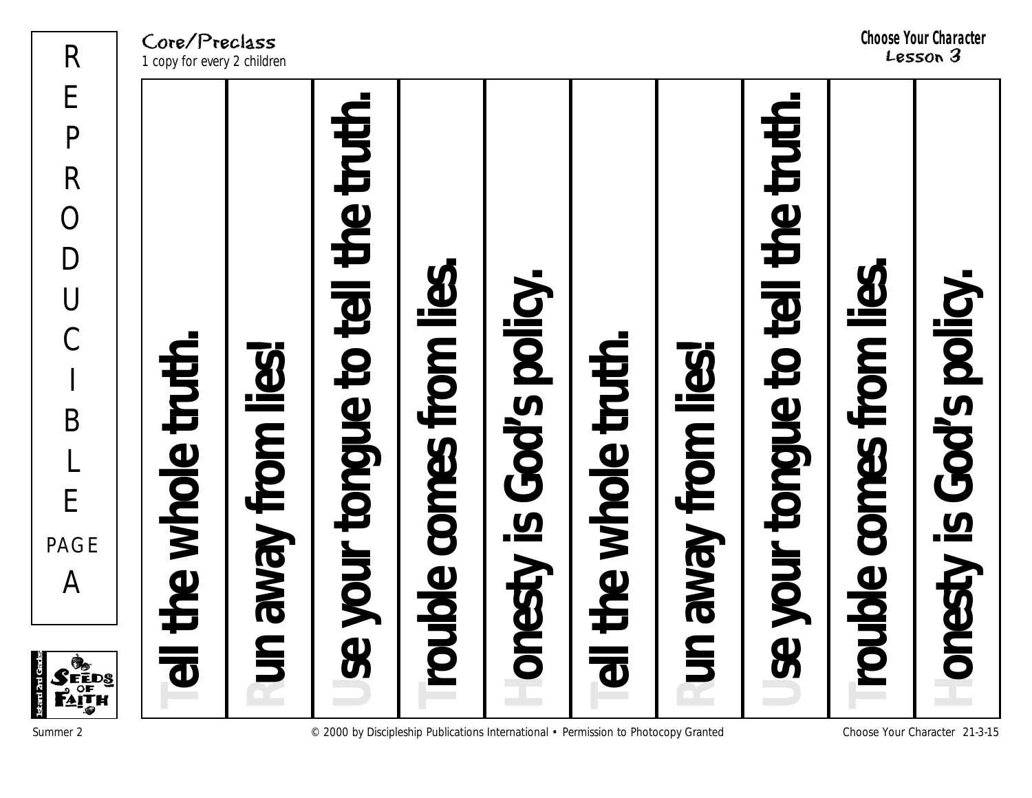**Core/Preclass**
1 copy for every 2 children

**Choose Your Character**
**Lesson 3**

REPRODUCIBLE PAGE A

| | | | | | | | | | |
|---|---|---|---|---|---|---|---|---|---|
| Tell the whole truth. | Run away from lies! | Use your tongue to tell the truth. | Trouble comes from lies. | Honesty is God's policy. | Tell the whole truth. | Run away from lies! | Use your tongue to tell the truth. | Trouble comes from lies. | Honesty is God's policy. |

© 2000 by Discipleship Publications International • Permission to Photocopy Granted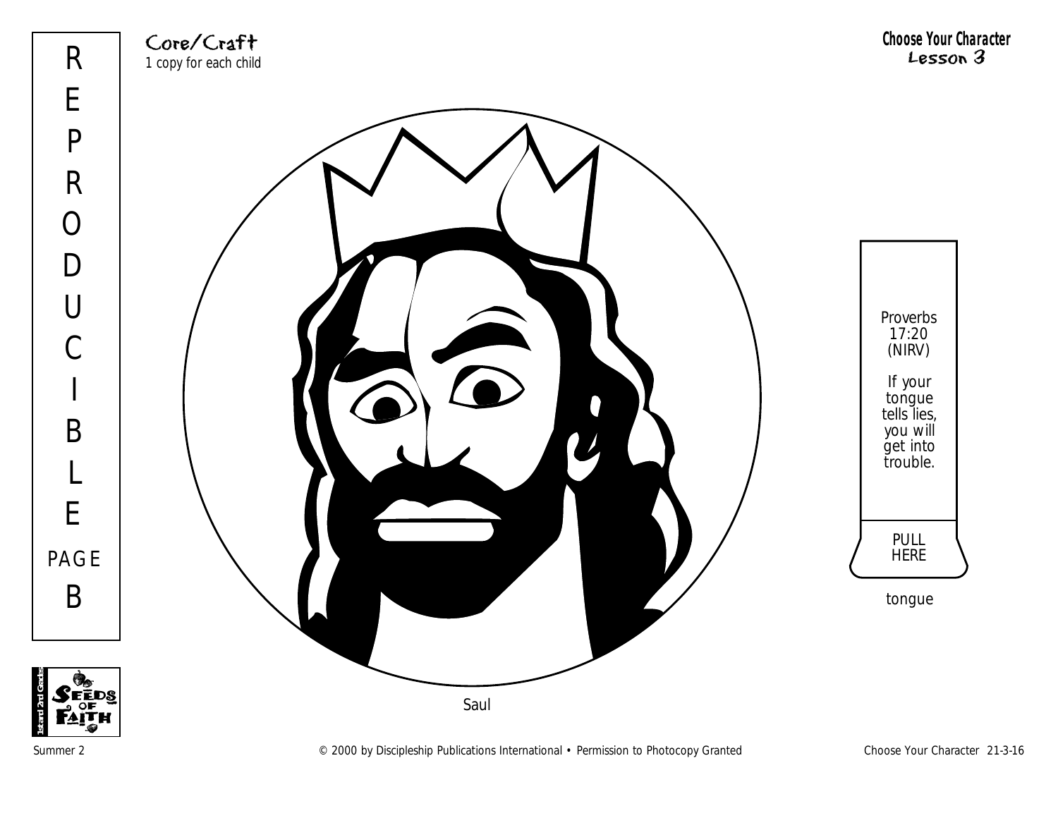REPRODUCIBLE PAGE B

Core/Craft
1 copy for each child

**Choose Your Character**
**Lesson 3**

Saul

Proverbs 17:20 (NIRV)

If your tongue tells lies, you will get into trouble.

PULL HERE

tongue

Summer 2

© 2000 by Discipleship Publications International • Permission to Photocopy Granted

Choose Your Character 21-3-16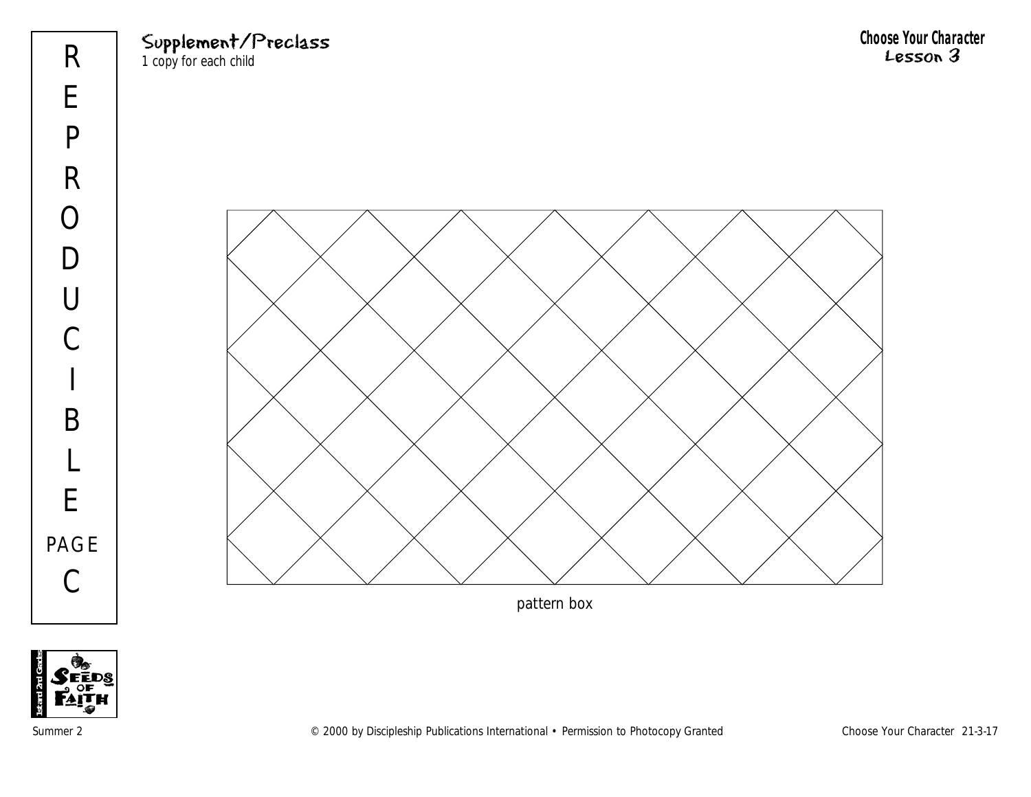REPRODUCIBLE PAGE C

**Supplement/Preclass**
*1 copy for each child*

**Choose Your Character**
**Lesson 3**

pattern box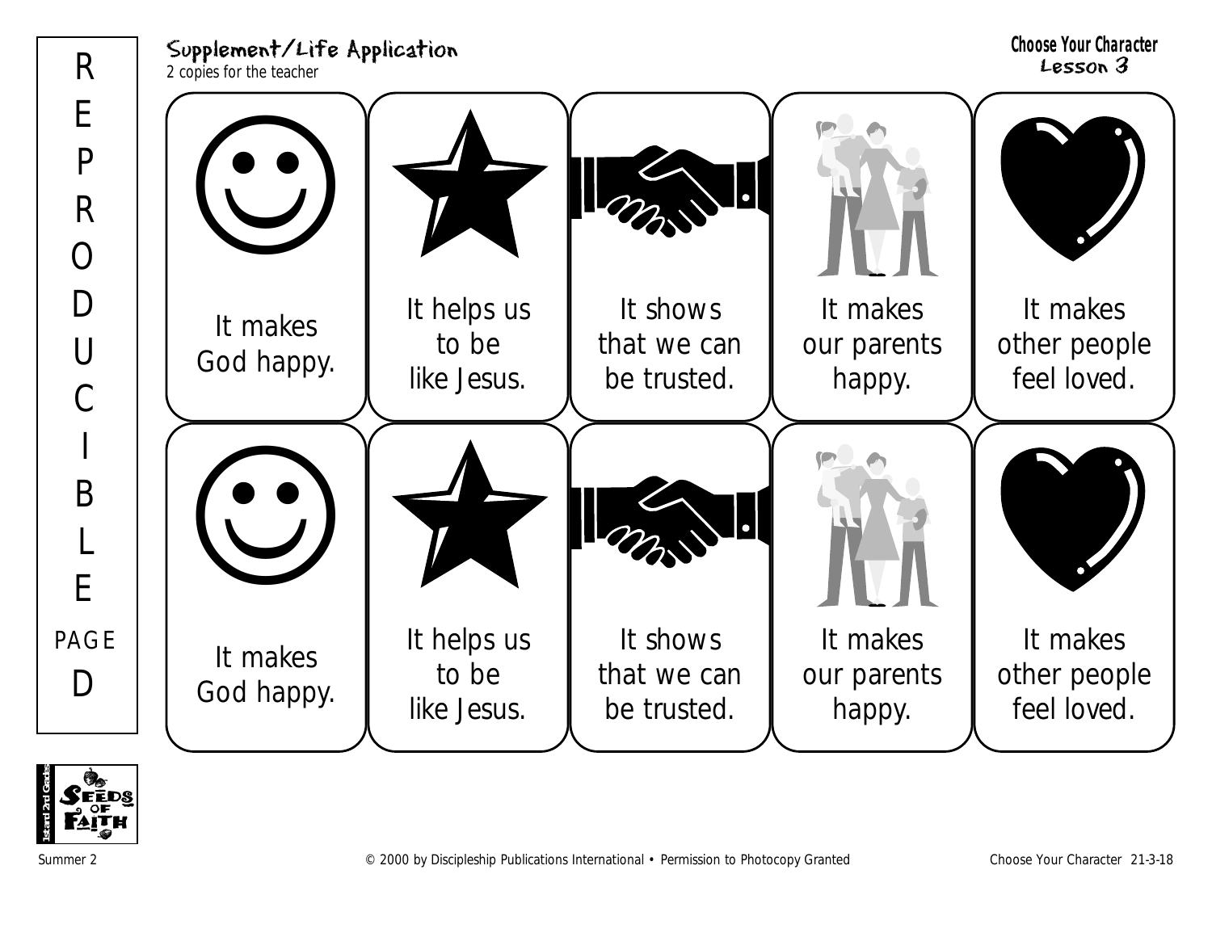REPRODUCIBLE PAGE D

**Supplement/Life Application**

*2 copies for the teacher*

**Choose Your Character**
**Lesson 3**

| | | | | |
|---|---|---|---|---|
| It makes God happy. | It helps us to be like Jesus. | It shows that we can be trusted. | It makes our parents happy. | It makes other people feel loved. |
| It makes God happy. | It helps us to be like Jesus. | It shows that we can be trusted. | It makes our parents happy. | It makes other people feel loved. |

Summer 2 © 2000 by Discipleship Publications International • Permission to Photocopy Granted Choose Your Character 21-3-18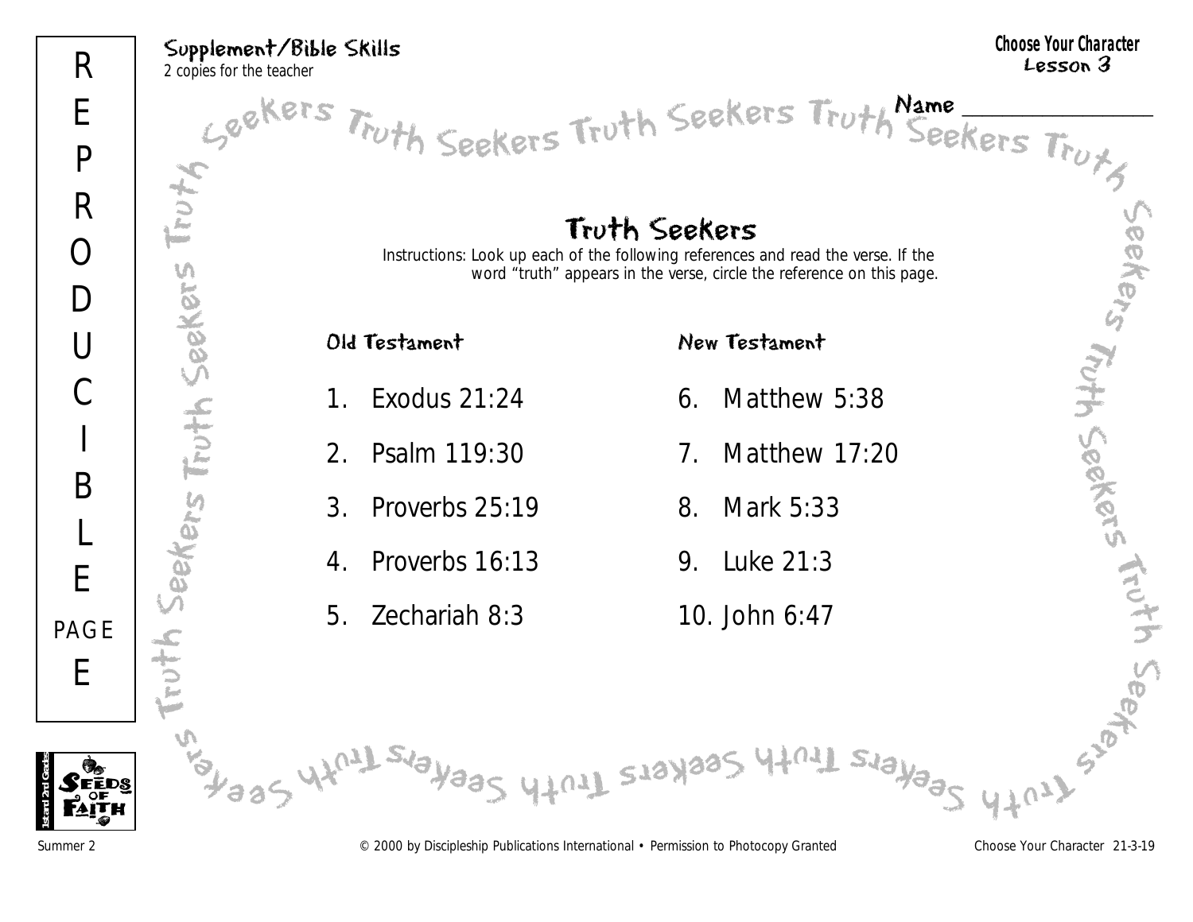Supplement/Bible Skills

2 copies for the teacher

**Choose Your Character**
**Lesson 3**

REPRODUCIBLE PAGE E

Name ________________

# Truth Seekers

Instructions: Look up each of the following references and read the verse. If the word "truth" appears in the verse, circle the reference on this page.

### Old Testament

1. Exodus 21:24
2. Psalm 119:30
3. Proverbs 25:19
4. Proverbs 16:13
5. Zechariah 8:3

### New Testament

6. Matthew 5:38
7. Matthew 17:20
8. Mark 5:33
9. Luke 21:3
10. John 6:47

Summer 2 © 2000 by Discipleship Publications International • Permission to Photocopy Granted Choose Your Character 21-3-19